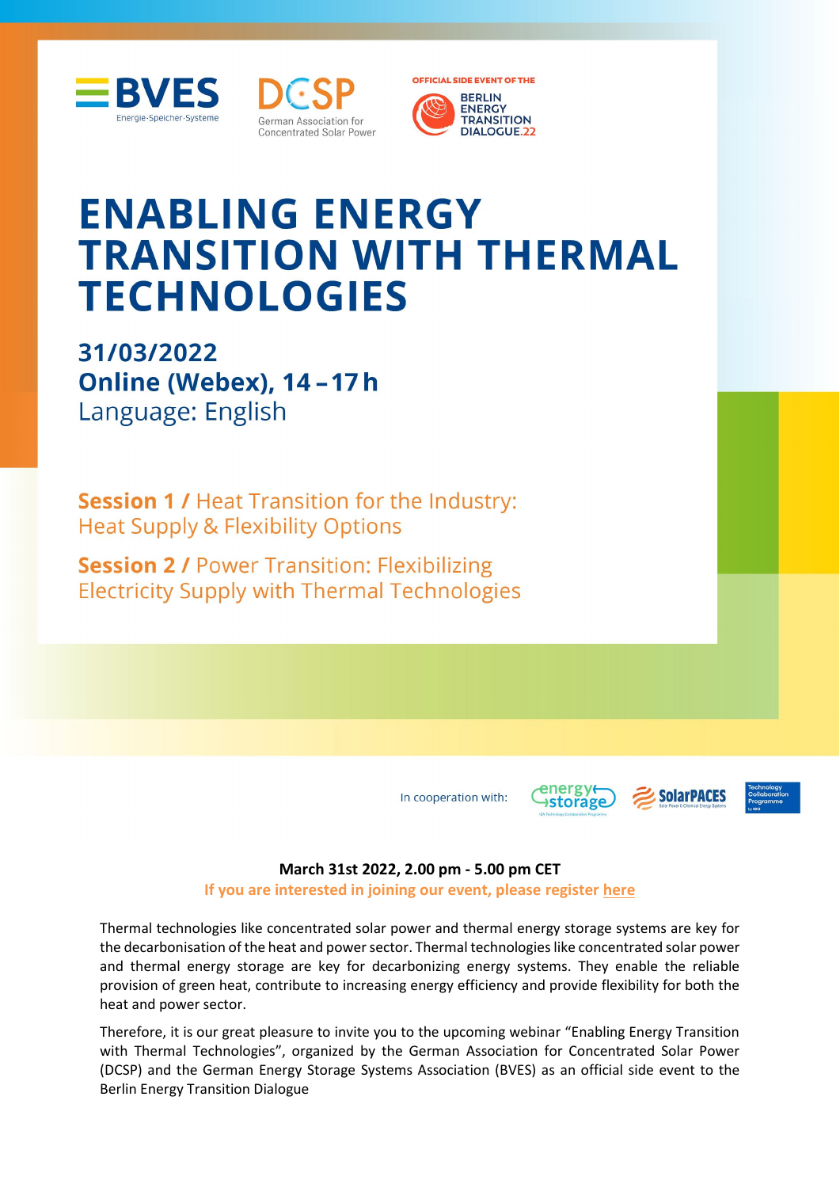BVES Energie·Speicher·Systeme

DCSP German Association for Concentrated Solar Power

OFFICIAL SIDE EVENT OF THE BERLIN ENERGY TRANSITION DIALOGUE.22

# ENABLING ENERGY TRANSITION WITH THERMAL TECHNOLOGIES

**31/03/2022**
**Online (Webex), 14 – 17 h**
Language: English

**Session 1 /** Heat Transition for the Industry: Heat Supply & Flexibility Options

**Session 2 /** Power Transition: Flexibilizing Electricity Supply with Thermal Technologies

In cooperation with: energy storage, SolarPACES, Technology Collaboration Programme

**March 31st 2022, 2.00 pm - 5.00 pm CET**

**If you are interested in joining our event, please register here**

Thermal technologies like concentrated solar power and thermal energy storage systems are key for the decarbonisation of the heat and power sector. Thermal technologies like concentrated solar power and thermal energy storage are key for decarbonizing energy systems. They enable the reliable provision of green heat, contribute to increasing energy efficiency and provide flexibility for both the heat and power sector.

Therefore, it is our great pleasure to invite you to the upcoming webinar "Enabling Energy Transition with Thermal Technologies", organized by the German Association for Concentrated Solar Power (DCSP) and the German Energy Storage Systems Association (BVES) as an official side event to the Berlin Energy Transition Dialogue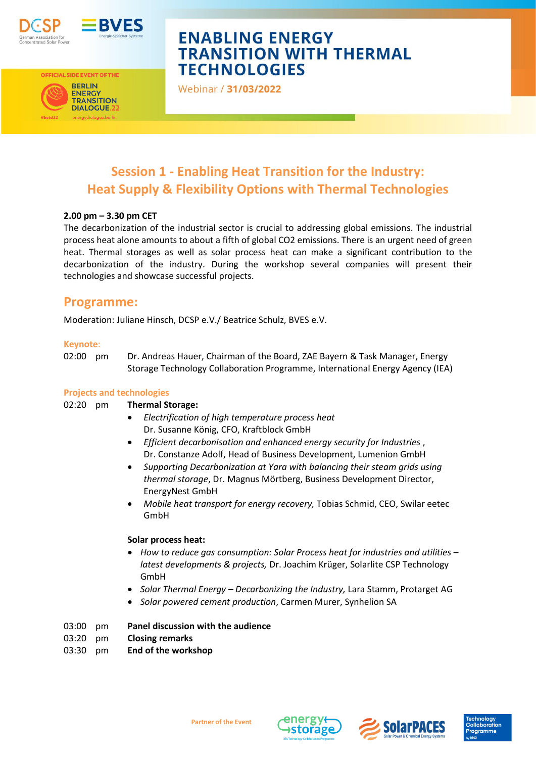# ENABLING ENERGY TRANSITION WITH THERMAL TECHNOLOGIES

Webinar / **31/03/2022**

OFFICIAL SIDE EVENT OF THE BERLIN ENERGY TRANSITION DIALOGUE.22

## Session 1 - Enabling Heat Transition for the Industry: Heat Supply & Flexibility Options with Thermal Technologies

**2.00 pm – 3.30 pm CET**

The decarbonization of the industrial sector is crucial to addressing global emissions. The industrial process heat alone amounts to about a fifth of global CO2 emissions. There is an urgent need of green heat. Thermal storages as well as solar process heat can make a significant contribution to the decarbonization of the industry. During the workshop several companies will present their technologies and showcase successful projects.

## Programme:

Moderation: Juliane Hinsch, DCSP e.V./ Beatrice Schulz, BVES e.V.

### Keynote:

02:00 pm — Dr. Andreas Hauer, Chairman of the Board, ZAE Bayern & Task Manager, Energy Storage Technology Collaboration Programme, International Energy Agency (IEA)

### Projects and technologies

02:20 pm — **Thermal Storage:**

- *Electrification of high temperature process heat*
  Dr. Susanne König, CFO, Kraftblock GmbH
- *Efficient decarbonisation and enhanced energy security for Industries* ,
  Dr. Constanze Adolf, Head of Business Development, Lumenion GmbH
- *Supporting Decarbonization at Yara with balancing their steam grids using thermal storage*, Dr. Magnus Mörtberg, Business Development Director, EnergyNest GmbH
- *Mobile heat transport for energy recovery,* Tobias Schmid, CEO, Swilar eetec GmbH

**Solar process heat:**

- *How to reduce gas consumption: Solar Process heat for industries and utilities – latest developments & projects,* Dr. Joachim Krüger, Solarlite CSP Technology GmbH
- *Solar Thermal Energy – Decarbonizing the Industry,* Lara Stamm, Protarget AG
- *Solar powered cement production*, Carmen Murer, Synhelion SA

03:00 pm — **Panel discussion with the audience**
03:20 pm — **Closing remarks**
03:30 pm — **End of the workshop**

Partner of the Event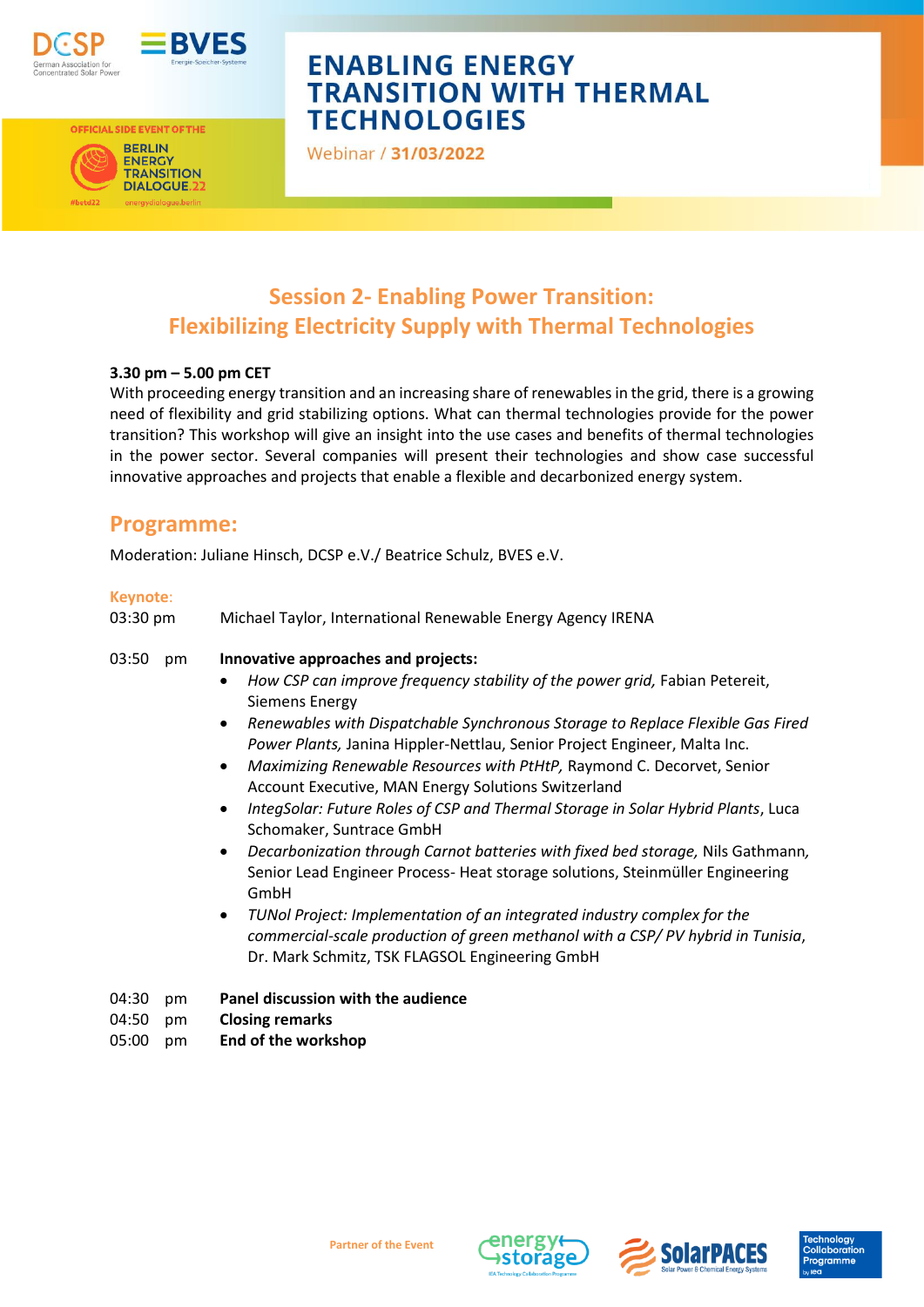# ENABLING ENERGY TRANSITION WITH THERMAL TECHNOLOGIES

Webinar / **31/03/2022**

OFFICIAL SIDE EVENT OF THE BERLIN ENERGY TRANSITION DIALOGUE.22

## Session 2- Enabling Power Transition: Flexibilizing Electricity Supply with Thermal Technologies

**3.30 pm – 5.00 pm CET**

With proceeding energy transition and an increasing share of renewables in the grid, there is a growing need of flexibility and grid stabilizing options. What can thermal technologies provide for the power transition? This workshop will give an insight into the use cases and benefits of thermal technologies in the power sector. Several companies will present their technologies and show case successful innovative approaches and projects that enable a flexible and decarbonized energy system.

## Programme:

Moderation: Juliane Hinsch, DCSP e.V./ Beatrice Schulz, BVES e.V.

**Keynote:**

03:30 pm Michael Taylor, International Renewable Energy Agency IRENA

03:50 pm **Innovative approaches and projects:**

- *How CSP can improve frequency stability of the power grid,* Fabian Petereit, Siemens Energy
- *Renewables with Dispatchable Synchronous Storage to Replace Flexible Gas Fired Power Plants,* Janina Hippler-Nettlau, Senior Project Engineer, Malta Inc.
- *Maximizing Renewable Resources with PtHtP,* Raymond C. Decorvet, Senior Account Executive, MAN Energy Solutions Switzerland
- *IntegSolar: Future Roles of CSP and Thermal Storage in Solar Hybrid Plants*, Luca Schomaker, Suntrace GmbH
- *Decarbonization through Carnot batteries with fixed bed storage,* Nils Gathmann, Senior Lead Engineer Process- Heat storage solutions, Steinmüller Engineering GmbH
- *TUNol Project: Implementation of an integrated industry complex for the commercial-scale production of green methanol with a CSP/ PV hybrid in Tunisia*, Dr. Mark Schmitz, TSK FLAGSOL Engineering GmbH

04:30 pm **Panel discussion with the audience**

04:50 pm **Closing remarks**

05:00 pm **End of the workshop**

Partner of the Event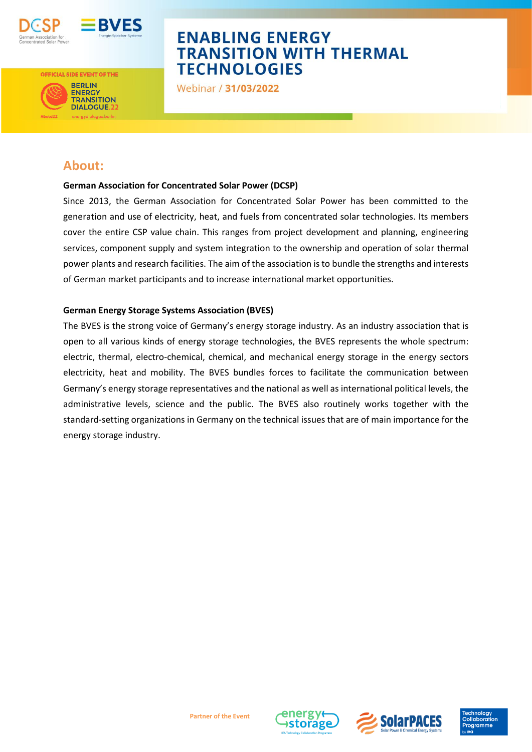# ENABLING ENERGY TRANSITION WITH THERMAL TECHNOLOGIES

Webinar / **31/03/2022**

OFFICIAL SIDE EVENT OF THE BERLIN ENERGY TRANSITION DIALOGUE.22

## About:

**German Association for Concentrated Solar Power (DCSP)**

Since 2013, the German Association for Concentrated Solar Power has been committed to the generation and use of electricity, heat, and fuels from concentrated solar technologies. Its members cover the entire CSP value chain. This ranges from project development and planning, engineering services, component supply and system integration to the ownership and operation of solar thermal power plants and research facilities. The aim of the association is to bundle the strengths and interests of German market participants and to increase international market opportunities.

**German Energy Storage Systems Association (BVES)**

The BVES is the strong voice of Germany's energy storage industry. As an industry association that is open to all various kinds of energy storage technologies, the BVES represents the whole spectrum: electric, thermal, electro-chemical, chemical, and mechanical energy storage in the energy sectors electricity, heat and mobility. The BVES bundles forces to facilitate the communication between Germany's energy storage representatives and the national as well as international political levels, the administrative levels, science and the public. The BVES also routinely works together with the standard-setting organizations in Germany on the technical issues that are of main importance for the energy storage industry.

Partner of the Event